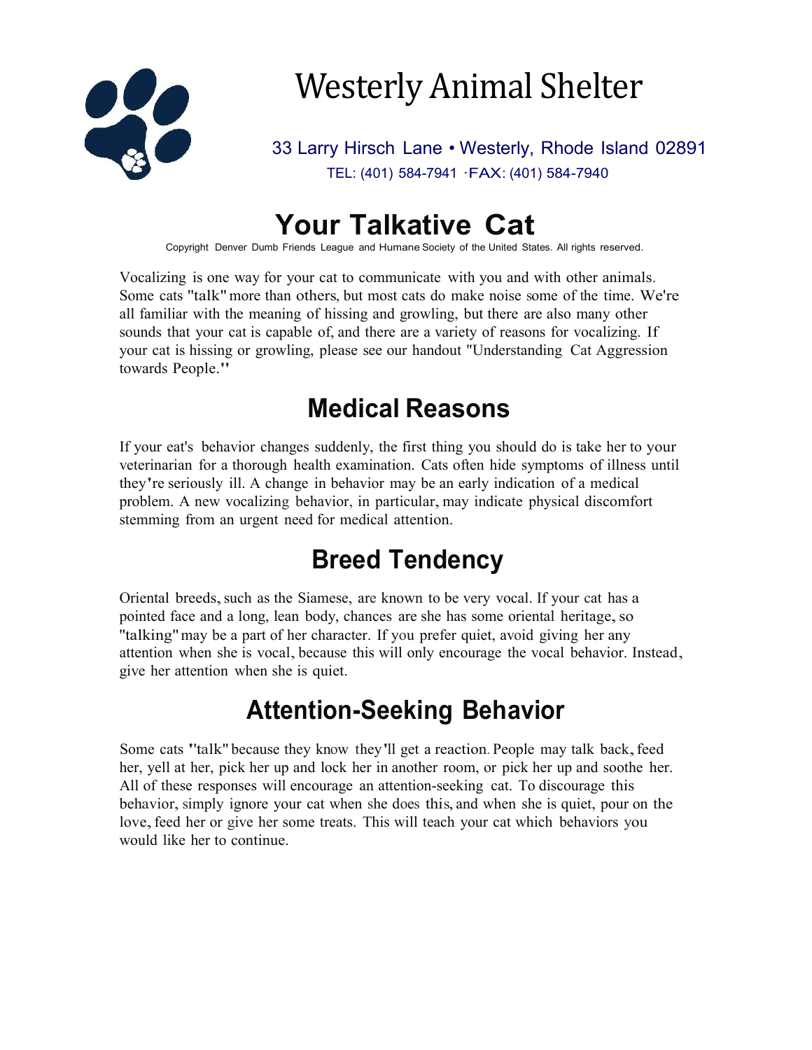# Westerly Animal Shelter

33 Larry Hirsch Lane • Westerly, Rhode Island 02891
TEL: (401) 584-7941 ·FAX: (401) 584-7940

# Your Talkative Cat

Copyright Denver Dumb Friends League and Humane Society of the United States. All rights reserved.

Vocalizing is one way for your cat to communicate with you and with other animals. Some cats "talk" more than others, but most cats do make noise some of the time. We're all familiar with the meaning of hissing and growling, but there are also many other sounds that your cat is capable of, and there are a variety of reasons for vocalizing. If your cat is hissing or growling, please see our handout "Understanding Cat Aggression towards People."

## Medical Reasons

If your eat's behavior changes suddenly, the first thing you should do is take her to your veterinarian for a thorough health examination. Cats often hide symptoms of illness until they're seriously ill. A change in behavior may be an early indication of a medical problem. A new vocalizing behavior, in particular, may indicate physical discomfort stemming from an urgent need for medical attention.

## Breed Tendency

Oriental breeds, such as the Siamese, are known to be very vocal. If your cat has a pointed face and a long, lean body, chances are she has some oriental heritage, so "talking" may be a part of her character. If you prefer quiet, avoid giving her any attention when she is vocal, because this will only encourage the vocal behavior. Instead, give her attention when she is quiet.

## Attention-Seeking Behavior

Some cats "talk" because they know they'll get a reaction. People may talk back, feed her, yell at her, pick her up and lock her in another room, or pick her up and soothe her. All of these responses will encourage an attention-seeking cat. To discourage this behavior, simply ignore your cat when she does this, and when she is quiet, pour on the love, feed her or give her some treats. This will teach your cat which behaviors you would like her to continue.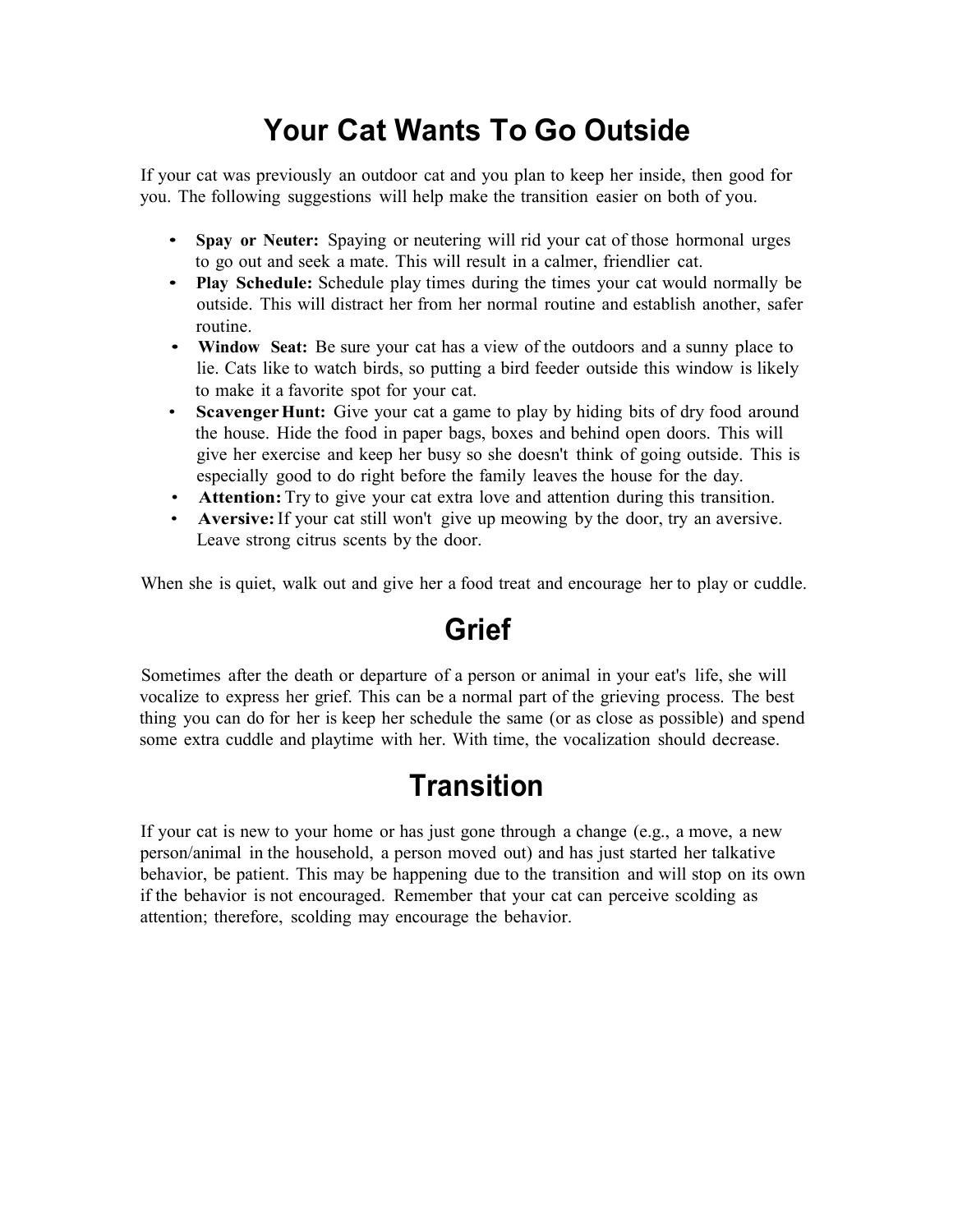# Your Cat Wants To Go Outside

If your cat was previously an outdoor cat and you plan to keep her inside, then good for you. The following suggestions will help make the transition easier on both of you.

- **Spay or Neuter:** Spaying or neutering will rid your cat of those hormonal urges to go out and seek a mate. This will result in a calmer, friendlier cat.
- **Play Schedule:** Schedule play times during the times your cat would normally be outside. This will distract her from her normal routine and establish another, safer routine.
- **Window Seat:** Be sure your cat has a view of the outdoors and a sunny place to lie. Cats like to watch birds, so putting a bird feeder outside this window is likely to make it a favorite spot for your cat.
- **Scavenger Hunt:** Give your cat a game to play by hiding bits of dry food around the house. Hide the food in paper bags, boxes and behind open doors. This will give her exercise and keep her busy so she doesn't think of going outside. This is especially good to do right before the family leaves the house for the day.
- **Attention:** Try to give your cat extra love and attention during this transition.
- **Aversive:** If your cat still won't give up meowing by the door, try an aversive. Leave strong citrus scents by the door.

When she is quiet, walk out and give her a food treat and encourage her to play or cuddle.

# Grief

Sometimes after the death or departure of a person or animal in your eat's life, she will vocalize to express her grief. This can be a normal part of the grieving process. The best thing you can do for her is keep her schedule the same (or as close as possible) and spend some extra cuddle and playtime with her. With time, the vocalization should decrease.

# Transition

If your cat is new to your home or has just gone through a change (e.g., a move, a new person/animal in the household, a person moved out) and has just started her talkative behavior, be patient. This may be happening due to the transition and will stop on its own if the behavior is not encouraged. Remember that your cat can perceive scolding as attention; therefore, scolding may encourage the behavior.